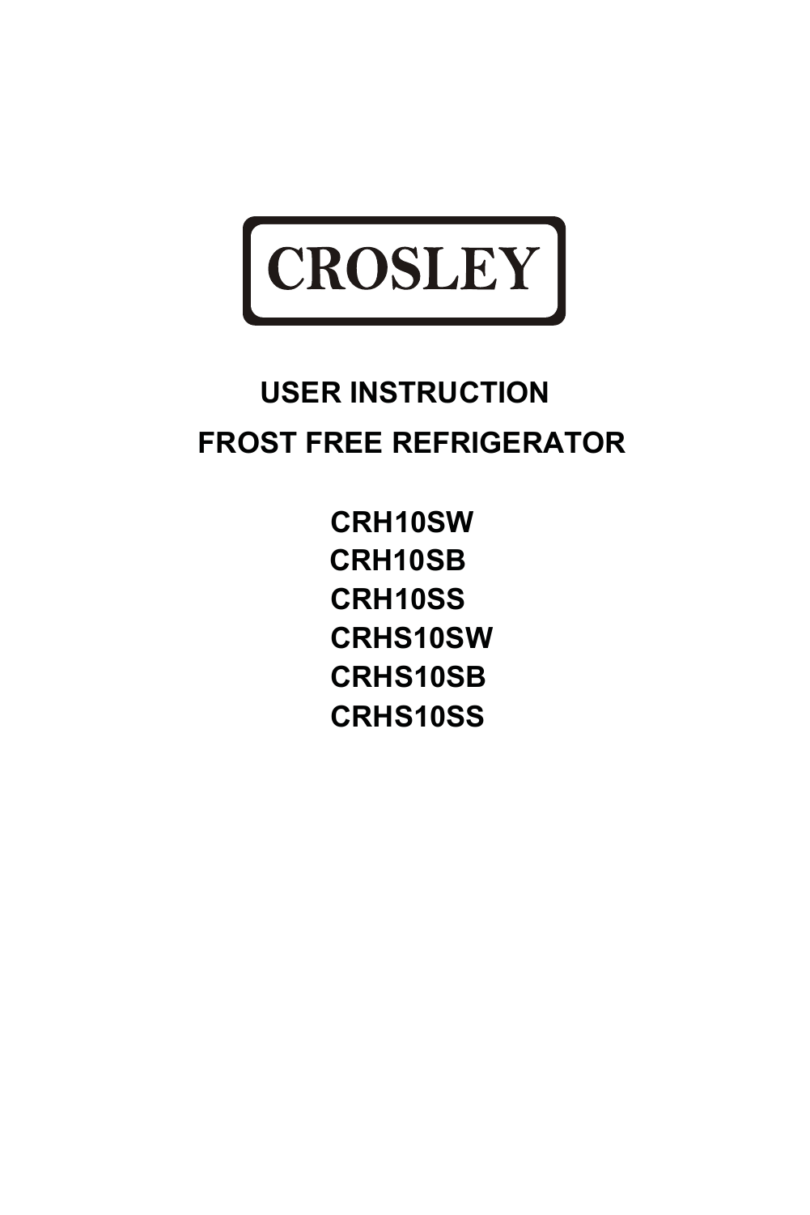# CROSLEY

## USER INSTRUCTION

## FROST FREE REFRIGERATOR

CRH10SW
CRH10SB
CRH10SS
CRHS10SW
CRHS10SB
CRHS10SS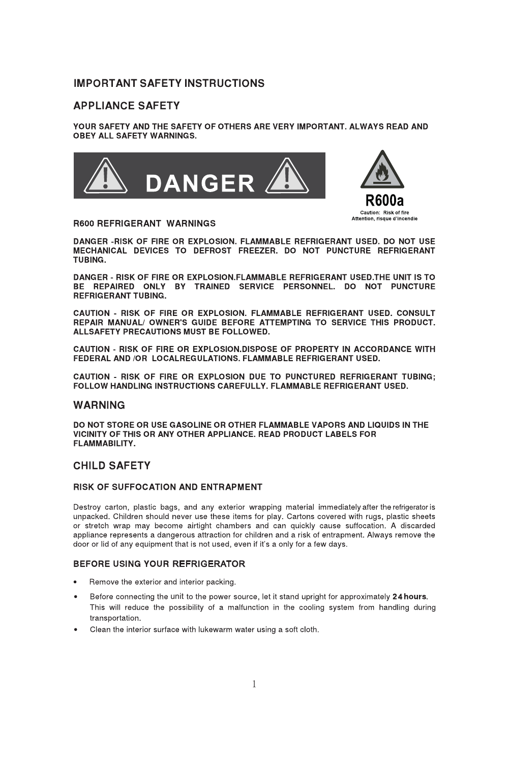# IMPORTANT SAFETY INSTRUCTIONS

## APPLIANCE SAFETY

**YOUR SAFETY AND THE SAFETY OF OTHERS ARE VERY IMPORTANT. ALWAYS READ AND OBEY ALL SAFETY WARNINGS.**

**DANGER**

**R600a**

Caution: Risk of fire
Attention, risque d'incendie

### R600 REFRIGERANT WARNINGS

**DANGER -RISK OF FIRE OR EXPLOSION. FLAMMABLE REFRIGERANT USED. DO NOT USE MECHANICAL DEVICES TO DEFROST FREEZER. DO NOT PUNCTURE REFRIGERANT TUBING.**

**DANGER - RISK OF FIRE OR EXPLOSION.FLAMMABLE REFRIGERANT USED.THE UNIT IS TO BE REPAIRED ONLY BY TRAINED SERVICE PERSONNEL. DO NOT PUNCTURE REFRIGERANT TUBING.**

**CAUTION - RISK OF FIRE OR EXPLOSION. FLAMMABLE REFRIGERANT USED. CONSULT REPAIR MANUAL/ OWNER'S GUIDE BEFORE ATTEMPTING TO SERVICE THIS PRODUCT. ALLSAFETY PRECAUTIONS MUST BE FOLLOWED.**

**CAUTION - RISK OF FIRE OR EXPLOSION.DISPOSE OF PROPERTY IN ACCORDANCE WITH FEDERAL AND /OR LOCALREGULATIONS. FLAMMABLE REFRIGERANT USED.**

**CAUTION - RISK OF FIRE OR EXPLOSION DUE TO PUNCTURED REFRIGERANT TUBING; FOLLOW HANDLING INSTRUCTIONS CAREFULLY. FLAMMABLE REFRIGERANT USED.**

## WARNING

**DO NOT STORE OR USE GASOLINE OR OTHER FLAMMABLE VAPORS AND LIQUIDS IN THE VICINITY OF THIS OR ANY OTHER APPLIANCE. READ PRODUCT LABELS FOR FLAMMABILITY.**

## CHILD SAFETY

### RISK OF SUFFOCATION AND ENTRAPMENT

Destroy carton, plastic bags, and any exterior wrapping material immediately after the refrigerator is unpacked. Children should never use these items for play. Cartons covered with rugs, plastic sheets or stretch wrap may become airtight chambers and can quickly cause suffocation. A discarded appliance represents a dangerous attraction for children and a risk of entrapment. Always remove the door or lid of any equipment that is not used, even if it's a only for a few days.

### BEFORE USING YOUR REFRIGERATOR

- Remove the exterior and interior packing.
- Before connecting the unit to the power source, let it stand upright for approximately **24 hours**. This will reduce the possibility of a malfunction in the cooling system from handling during transportation.
- Clean the interior surface with lukewarm water using a soft cloth.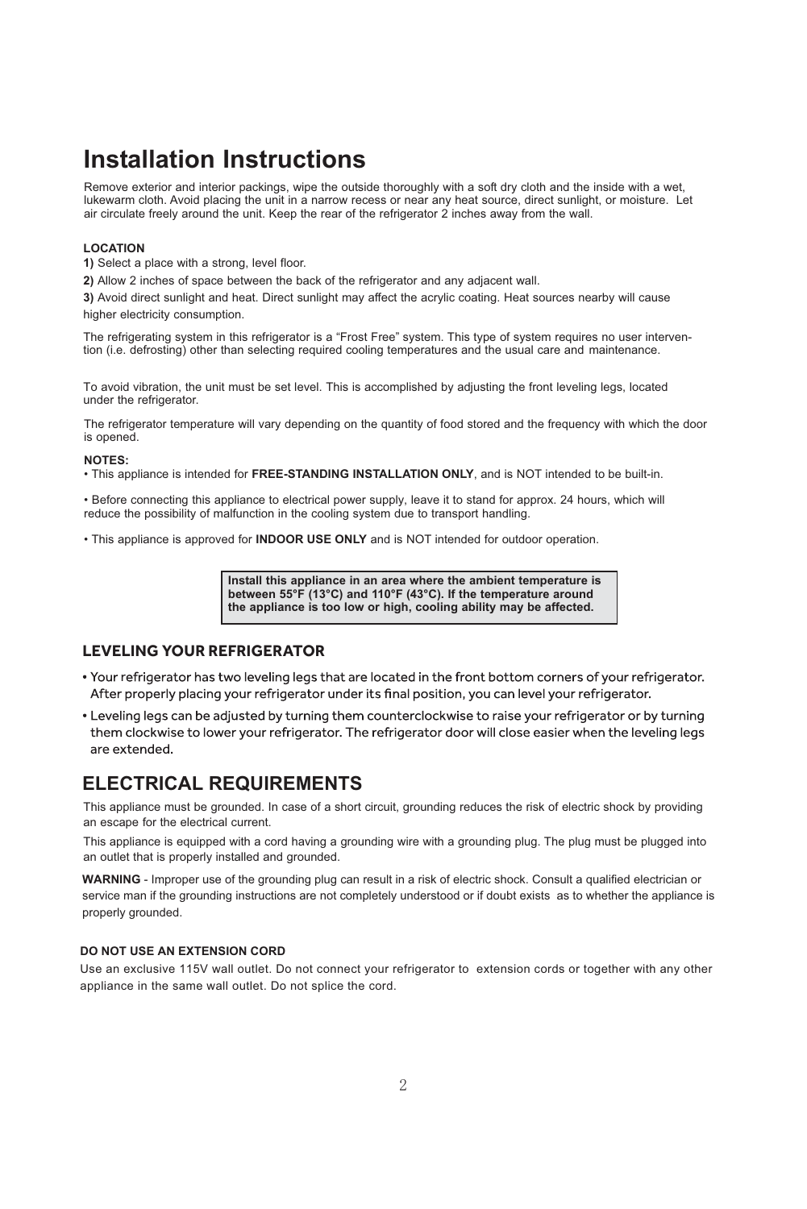# Installation Instructions

Remove exterior and interior packings, wipe the outside thoroughly with a soft dry cloth and the inside with a wet, lukewarm cloth. Avoid placing the unit in a narrow recess or near any heat source, direct sunlight, or moisture. Let air circulate freely around the unit. Keep the rear of the refrigerator 2 inches away from the wall.

**LOCATION**

**1)** Select a place with a strong, level floor.

**2)** Allow 2 inches of space between the back of the refrigerator and any adjacent wall.

**3)** Avoid direct sunlight and heat. Direct sunlight may affect the acrylic coating. Heat sources nearby will cause higher electricity consumption.

The refrigerating system in this refrigerator is a "Frost Free" system. This type of system requires no user intervention (i.e. defrosting) other than selecting required cooling temperatures and the usual care and maintenance.

To avoid vibration, the unit must be set level. This is accomplished by adjusting the front leveling legs, located under the refrigerator.

The refrigerator temperature will vary depending on the quantity of food stored and the frequency with which the door is opened.

**NOTES:**

• This appliance is intended for **FREE-STANDING INSTALLATION ONLY**, and is NOT intended to be built-in.

• Before connecting this appliance to electrical power supply, leave it to stand for approx. 24 hours, which will reduce the possibility of malfunction in the cooling system due to transport handling.

• This appliance is approved for **INDOOR USE ONLY** and is NOT intended for outdoor operation.

**Install this appliance in an area where the ambient temperature is between 55°F (13°C) and 110°F (43°C). If the temperature around the appliance is too low or high, cooling ability may be affected.**

## LEVELING YOUR REFRIGERATOR

• Your refrigerator has two leveling legs that are located in the front bottom corners of your refrigerator. After properly placing your refrigerator under its final position, you can level your refrigerator.

• Leveling legs can be adjusted by turning them counterclockwise to raise your refrigerator or by turning them clockwise to lower your refrigerator. The refrigerator door will close easier when the leveling legs are extended.

# ELECTRICAL REQUIREMENTS

This appliance must be grounded. In case of a short circuit, grounding reduces the risk of electric shock by providing an escape for the electrical current.

This appliance is equipped with a cord having a grounding wire with a grounding plug. The plug must be plugged into an outlet that is properly installed and grounded.

**WARNING** - Improper use of the grounding plug can result in a risk of electric shock. Consult a qualified electrician or service man if the grounding instructions are not completely understood or if doubt exists as to whether the appliance is properly grounded.

**DO NOT USE AN EXTENSION CORD**

Use an exclusive 115V wall outlet. Do not connect your refrigerator to extension cords or together with any other appliance in the same wall outlet. Do not splice the cord.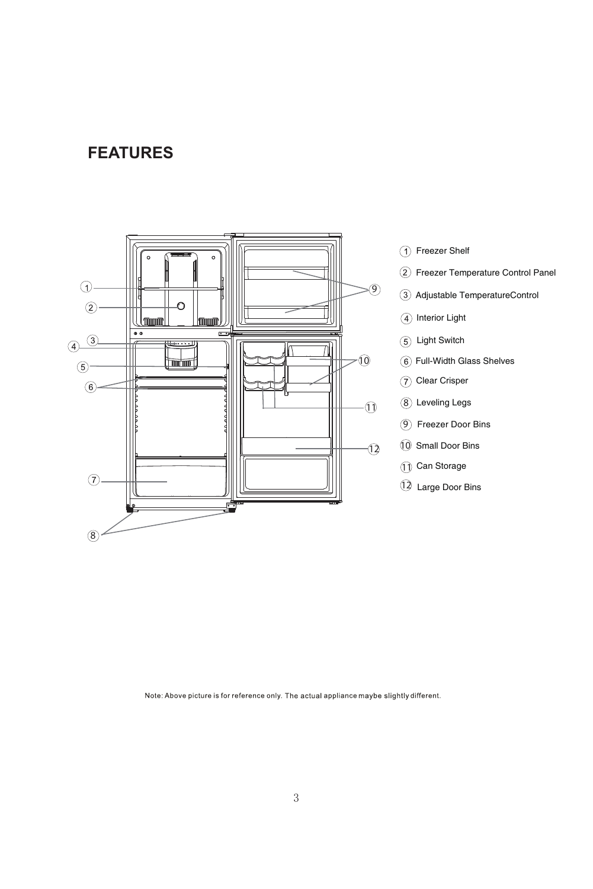# FEATURES

1. Freezer Shelf
2. Freezer Temperature Control Panel
3. Adjustable TemperatureControl
4. Interior Light
5. Light Switch
6. Full-Width Glass Shelves
7. Clear Crisper
8. Leveling Legs
9. Freezer Door Bins
10. Small Door Bins
11. Can Storage
12. Large Door Bins

Note: Above picture is for reference only. The actual appliance maybe slightly different.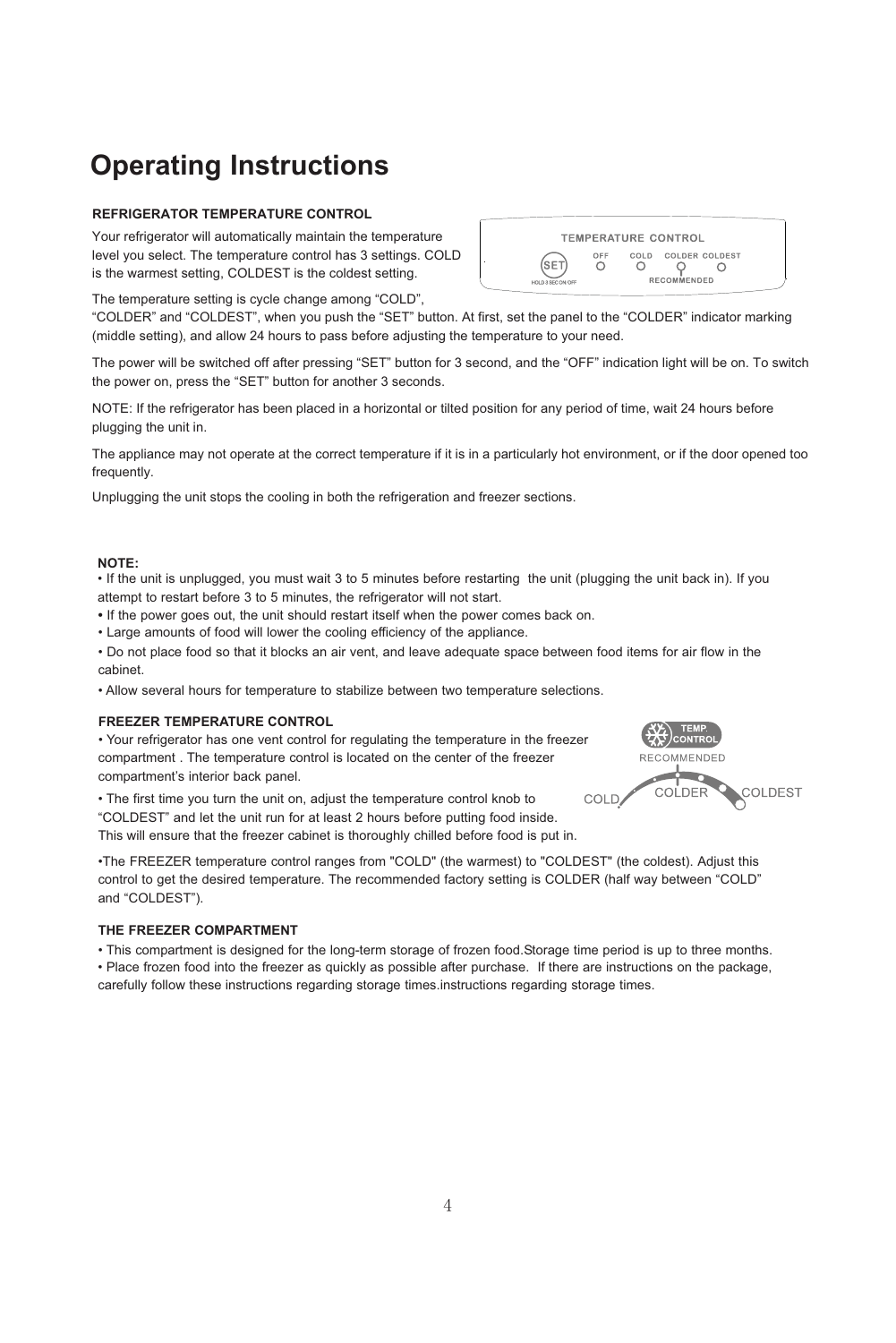# Operating Instructions

### REFRIGERATOR TEMPERATURE CONTROL

Your refrigerator will automatically maintain the temperature level you select. The temperature control has 3 settings. COLD is the warmest setting, COLDEST is the coldest setting.

TEMPERATURE CONTROL
SET HOLD 3 SEC ON/OFF — OFF — COLD — COLDER — COLDEST
RECOMMENDED

The temperature setting is cycle change among “COLD”, “COLDER” and “COLDEST”, when you push the “SET” button. At first, set the panel to the “COLDER” indicator marking (middle setting), and allow 24 hours to pass before adjusting the temperature to your need.

The power will be switched off after pressing “SET” button for 3 second, and the “OFF” indication light will be on. To switch the power on, press the “SET” button for another 3 seconds.

NOTE: If the refrigerator has been placed in a horizontal or tilted position for any period of time, wait 24 hours before plugging the unit in.

The appliance may not operate at the correct temperature if it is in a particularly hot environment, or if the door opened too frequently.

Unplugging the unit stops the cooling in both the refrigeration and freezer sections.

**NOTE:**

- If the unit is unplugged, you must wait 3 to 5 minutes before restarting the unit (plugging the unit back in). If you attempt to restart before 3 to 5 minutes, the refrigerator will not start.
- If the power goes out, the unit should restart itself when the power comes back on.
- Large amounts of food will lower the cooling efficiency of the appliance.
- Do not place food so that it blocks an air vent, and leave adequate space between food items for air flow in the cabinet.
- Allow several hours for temperature to stabilize between two temperature selections.

### FREEZER TEMPERATURE CONTROL

TEMP. CONTROL
RECOMMENDED
COLD — COLDER — COLDEST

- Your refrigerator has one vent control for regulating the temperature in the freezer compartment . The temperature control is located on the center of the freezer compartment’s interior back panel.
- The first time you turn the unit on, adjust the temperature control knob to “COLDEST” and let the unit run for at least 2 hours before putting food inside. This will ensure that the freezer cabinet is thoroughly chilled before food is put in.
- The FREEZER temperature control ranges from "COLD" (the warmest) to "COLDEST" (the coldest). Adjust this control to get the desired temperature. The recommended factory setting is COLDER (half way between “COLD” and “COLDEST”).

### THE FREEZER COMPARTMENT

- This compartment is designed for the long-term storage of frozen food.Storage time period is up to three months.
- Place frozen food into the freezer as quickly as possible after purchase. If there are instructions on the package, carefully follow these instructions regarding storage times.instructions regarding storage times.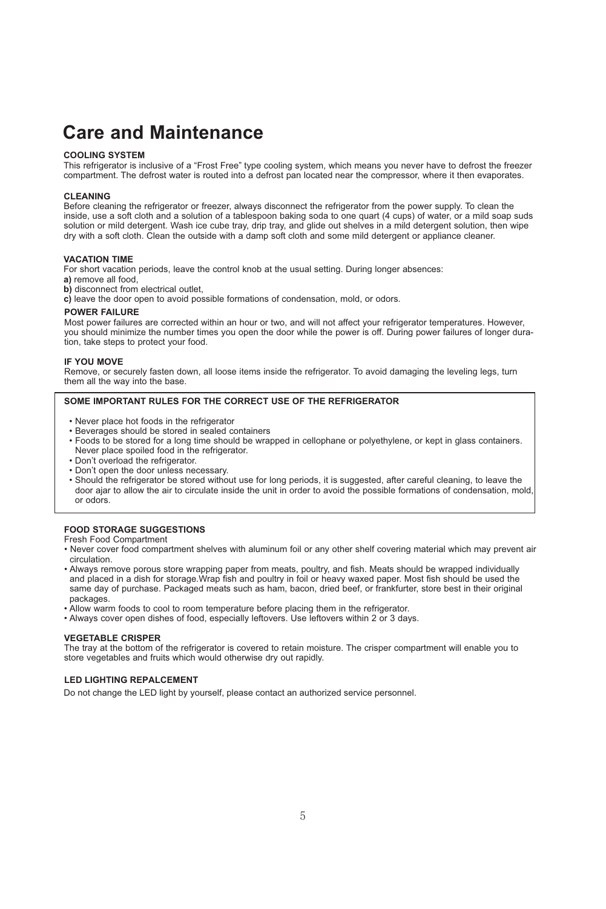# Care and Maintenance

**COOLING SYSTEM**

This refrigerator is inclusive of a "Frost Free" type cooling system, which means you never have to defrost the freezer compartment. The defrost water is routed into a defrost pan located near the compressor, where it then evaporates.

**CLEANING**

Before cleaning the refrigerator or freezer, always disconnect the refrigerator from the power supply. To clean the inside, use a soft cloth and a solution of a tablespoon baking soda to one quart (4 cups) of water, or a mild soap suds solution or mild detergent. Wash ice cube tray, drip tray, and glide out shelves in a mild detergent solution, then wipe dry with a soft cloth. Clean the outside with a damp soft cloth and some mild detergent or appliance cleaner.

**VACATION TIME**

For short vacation periods, leave the control knob at the usual setting. During longer absences:

**a)** remove all food,
**b)** disconnect from electrical outlet,
**c)** leave the door open to avoid possible formations of condensation, mold, or odors.

**POWER FAILURE**

Most power failures are corrected within an hour or two, and will not affect your refrigerator temperatures. However, you should minimize the number times you open the door while the power is off. During power failures of longer duration, take steps to protect your food.

**IF YOU MOVE**

Remove, or securely fasten down, all loose items inside the refrigerator. To avoid damaging the leveling legs, turn them all the way into the base.

**SOME IMPORTANT RULES FOR THE CORRECT USE OF THE REFRIGERATOR**

- Never place hot foods in the refrigerator
- Beverages should be stored in sealed containers
- Foods to be stored for a long time should be wrapped in cellophane or polyethylene, or kept in glass containers. Never place spoiled food in the refrigerator.
- Don't overload the refrigerator.
- Don't open the door unless necessary.
- Should the refrigerator be stored without use for long periods, it is suggested, after careful cleaning, to leave the door ajar to allow the air to circulate inside the unit in order to avoid the possible formations of condensation, mold, or odors.

**FOOD STORAGE SUGGESTIONS**

Fresh Food Compartment

- Never cover food compartment shelves with aluminum foil or any other shelf covering material which may prevent air circulation.
- Always remove porous store wrapping paper from meats, poultry, and fish. Meats should be wrapped individually and placed in a dish for storage.Wrap fish and poultry in foil or heavy waxed paper. Most fish should be used the same day of purchase. Packaged meats such as ham, bacon, dried beef, or frankfurter, store best in their original packages.
- Allow warm foods to cool to room temperature before placing them in the refrigerator.
- Always cover open dishes of food, especially leftovers. Use leftovers within 2 or 3 days.

**VEGETABLE CRISPER**

The tray at the bottom of the refrigerator is covered to retain moisture. The crisper compartment will enable you to store vegetables and fruits which would otherwise dry out rapidly.

**LED LIGHTING REPALCEMENT**

Do not change the LED light by yourself, please contact an authorized service personnel.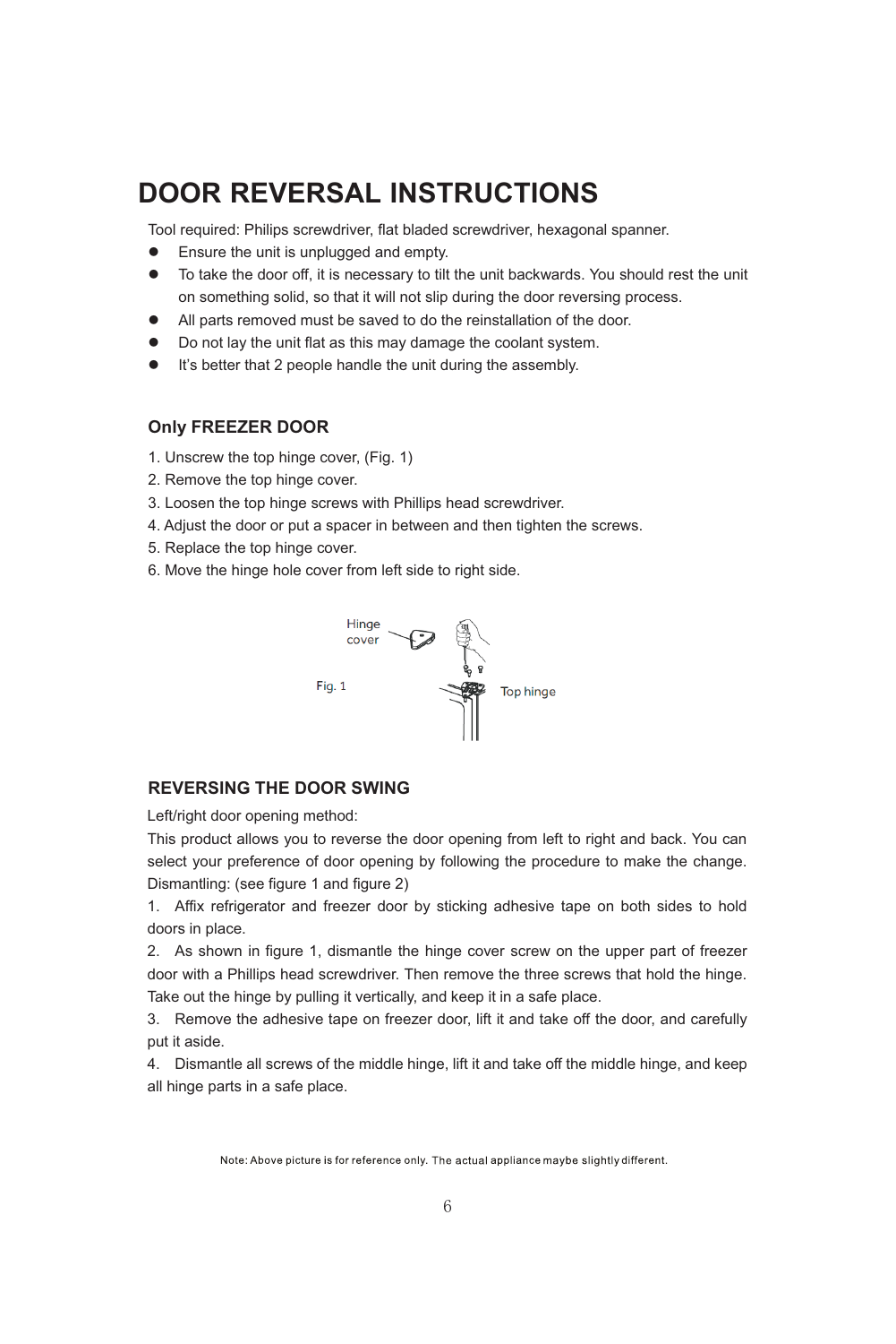# DOOR REVERSAL INSTRUCTIONS

Tool required: Philips screwdriver, flat bladed screwdriver, hexagonal spanner.

- Ensure the unit is unplugged and empty.
- To take the door off, it is necessary to tilt the unit backwards. You should rest the unit on something solid, so that it will not slip during the door reversing process.
- All parts removed must be saved to do the reinstallation of the door.
- Do not lay the unit flat as this may damage the coolant system.
- It's better that 2 people handle the unit during the assembly.

### Only FREEZER DOOR

1. Unscrew the top hinge cover, (Fig. 1)
2. Remove the top hinge cover.
3. Loosen the top hinge screws with Phillips head screwdriver.
4. Adjust the door or put a spacer in between and then tighten the screws.
5. Replace the top hinge cover.
6. Move the hinge hole cover from left side to right side.

Hinge cover

Fig. 1

Top hinge

### REVERSING THE DOOR SWING

Left/right door opening method:

This product allows you to reverse the door opening from left to right and back. You can select your preference of door opening by following the procedure to make the change. Dismantling: (see figure 1 and figure 2)

1. Affix refrigerator and freezer door by sticking adhesive tape on both sides to hold doors in place.
2. As shown in figure 1, dismantle the hinge cover screw on the upper part of freezer door with a Phillips head screwdriver. Then remove the three screws that hold the hinge. Take out the hinge by pulling it vertically, and keep it in a safe place.
3. Remove the adhesive tape on freezer door, lift it and take off the door, and carefully put it aside.
4. Dismantle all screws of the middle hinge, lift it and take off the middle hinge, and keep all hinge parts in a safe place.

Note: Above picture is for reference only. The actual appliance maybe slightly different.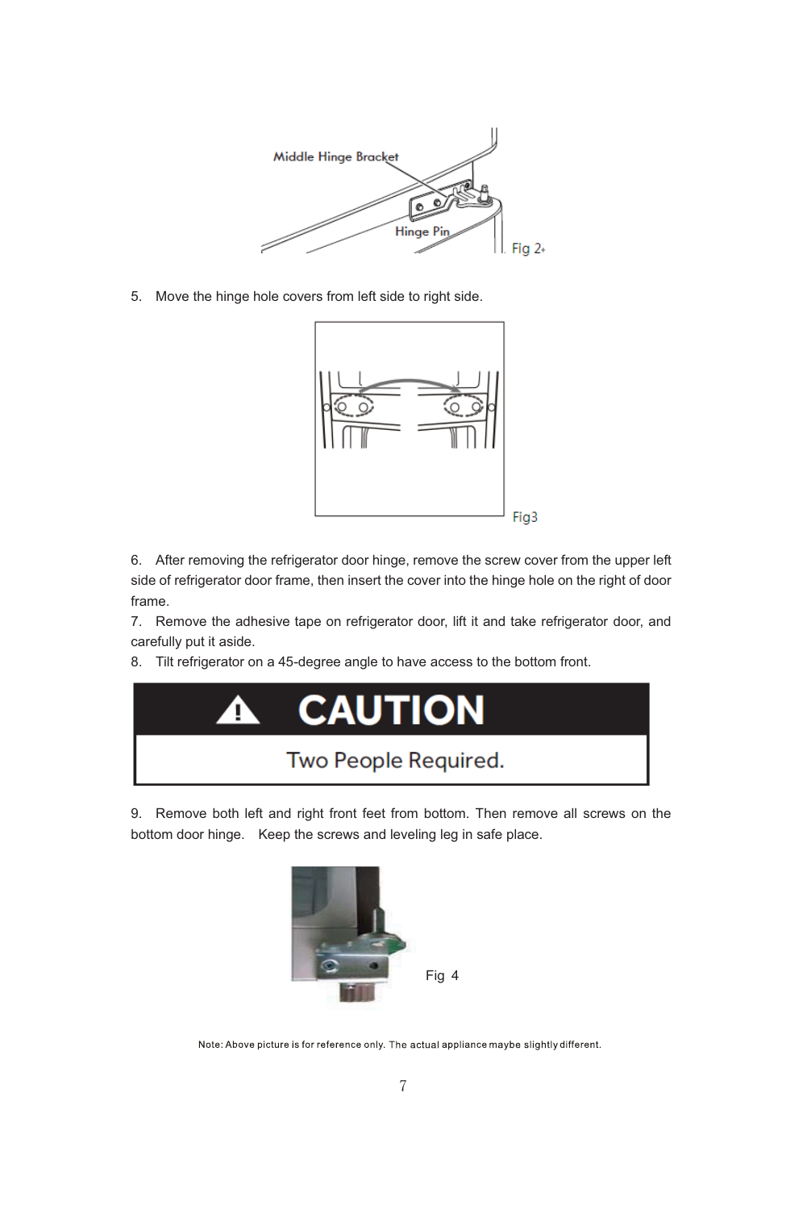Middle Hinge Bracket

Hinge Pin

Fig 2

5. Move the hinge hole covers from left side to right side.

Fig3

6. After removing the refrigerator door hinge, remove the screw cover from the upper left side of refrigerator door frame, then insert the cover into the hinge hole on the right of door frame.

7. Remove the adhesive tape on refrigerator door, lift it and take refrigerator door, and carefully put it aside.

8. Tilt refrigerator on a 45-degree angle to have access to the bottom front.

**⚠ CAUTION**

Two People Required.

9. Remove both left and right front feet from bottom. Then remove all screws on the bottom door hinge. Keep the screws and leveling leg in safe place.

Fig 4

Note: Above picture is for reference only. The actual appliance maybe slightly different.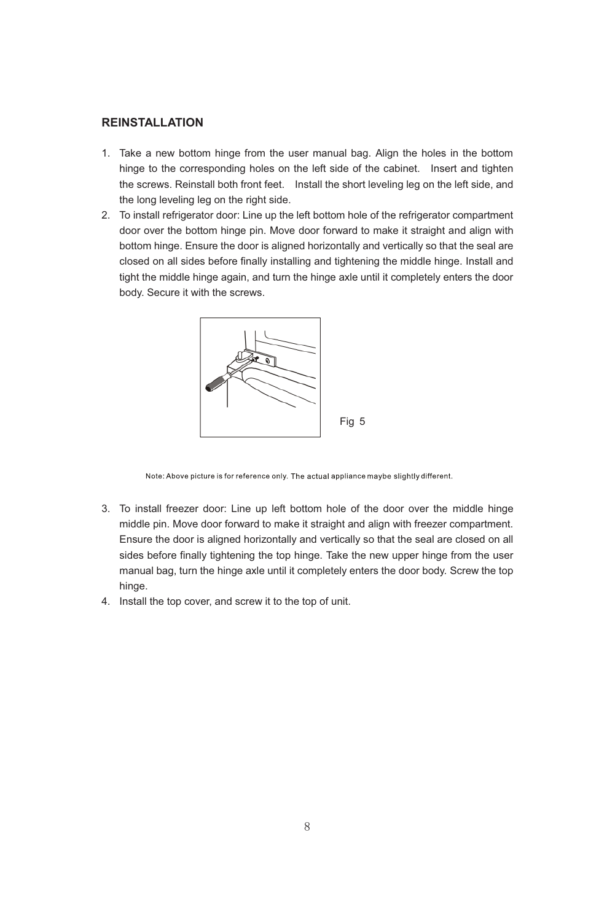## REINSTALLATION

1. Take a new bottom hinge from the user manual bag. Align the holes in the bottom hinge to the corresponding holes on the left side of the cabinet. Insert and tighten the screws. Reinstall both front feet. Install the short leveling leg on the left side, and the long leveling leg on the right side.
2. To install refrigerator door: Line up the left bottom hole of the refrigerator compartment door over the bottom hinge pin. Move door forward to make it straight and align with bottom hinge. Ensure the door is aligned horizontally and vertically so that the seal are closed on all sides before finally installing and tightening the middle hinge. Install and tight the middle hinge again, and turn the hinge axle until it completely enters the door body. Secure it with the screws.

Fig 5

Note: Above picture is for reference only. The actual appliance maybe slightly different.

3. To install freezer door: Line up left bottom hole of the door over the middle hinge middle pin. Move door forward to make it straight and align with freezer compartment. Ensure the door is aligned horizontally and vertically so that the seal are closed on all sides before finally tightening the top hinge. Take the new upper hinge from the user manual bag, turn the hinge axle until it completely enters the door body. Screw the top hinge.
4. Install the top cover, and screw it to the top of unit.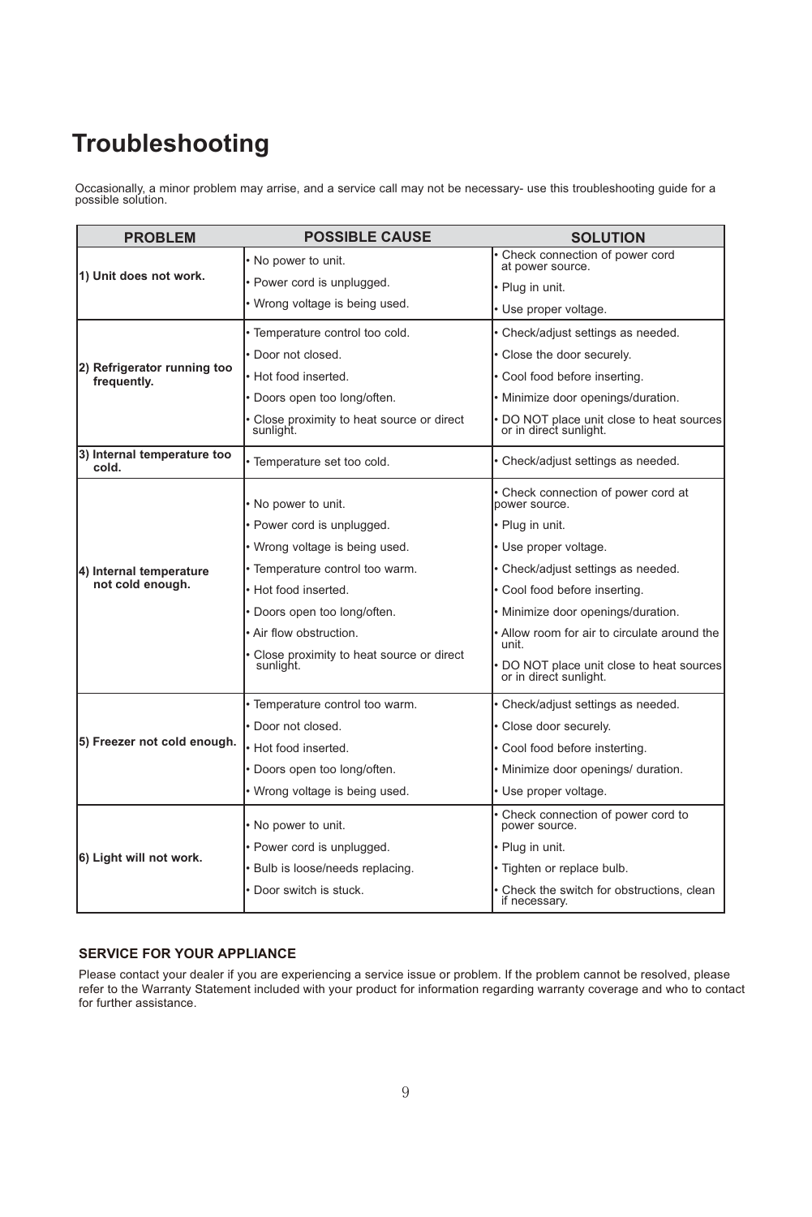# Troubleshooting

Occasionally, a minor problem may arise, and a service call may not be necessary- use this troubleshooting guide for a possible solution.

| PROBLEM | POSSIBLE CAUSE | SOLUTION |
|---|---|---|
| 1) Unit does not work. | • No power to unit. | • Check connection of power cord at power source. |
| | • Power cord is unplugged. | • Plug in unit. |
| | • Wrong voltage is being used. | • Use proper voltage. |
| 2) Refrigerator running too frequently. | • Temperature control too cold. | • Check/adjust settings as needed. |
| | • Door not closed. | • Close the door securely. |
| | • Hot food inserted. | • Cool food before inserting. |
| | • Doors open too long/often. | • Minimize door openings/duration. |
| | • Close proximity to heat source or direct sunlight. | • DO NOT place unit close to heat sources or in direct sunlight. |
| 3) Internal temperature too cold. | • Temperature set too cold. | • Check/adjust settings as needed. |
| 4) Internal temperature not cold enough. | • No power to unit. | • Check connection of power cord at power source. |
| | • Power cord is unplugged. | • Plug in unit. |
| | • Wrong voltage is being used. | • Use proper voltage. |
| | • Temperature control too warm. | • Check/adjust settings as needed. |
| | • Hot food inserted. | • Cool food before inserting. |
| | • Doors open too long/often. | • Minimize door openings/duration. |
| | • Air flow obstruction. | • Allow room for air to circulate around the unit. |
| | • Close proximity to heat source or direct sunlight. | • DO NOT place unit close to heat sources or in direct sunlight. |
| 5) Freezer not cold enough. | • Temperature control too warm. | • Check/adjust settings as needed. |
| | • Door not closed. | • Close door securely. |
| | • Hot food inserted. | • Cool food before insterting. |
| | • Doors open too long/often. | • Minimize door openings/ duration. |
| | • Wrong voltage is being used. | • Use proper voltage. |
| 6) Light will not work. | • No power to unit. | • Check connection of power cord to power source. |
| | • Power cord is unplugged. | • Plug in unit. |
| | • Bulb is loose/needs replacing. | • Tighten or replace bulb. |
| | • Door switch is stuck. | • Check the switch for obstructions, clean if necessary. |

### SERVICE FOR YOUR APPLIANCE

Please contact your dealer if you are experiencing a service issue or problem. If the problem cannot be resolved, please refer to the Warranty Statement included with your product for information regarding warranty coverage and who to contact for further assistance.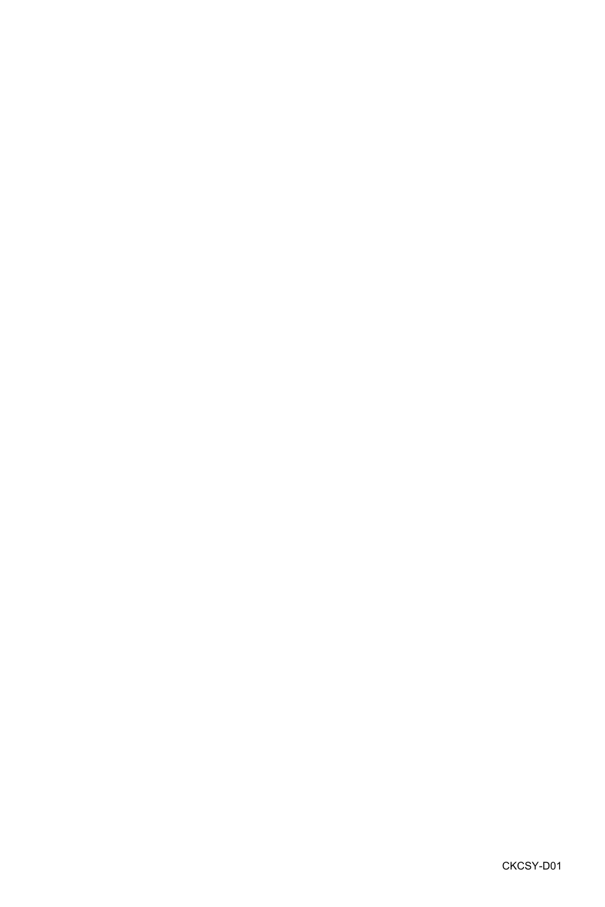CKCSY-D01